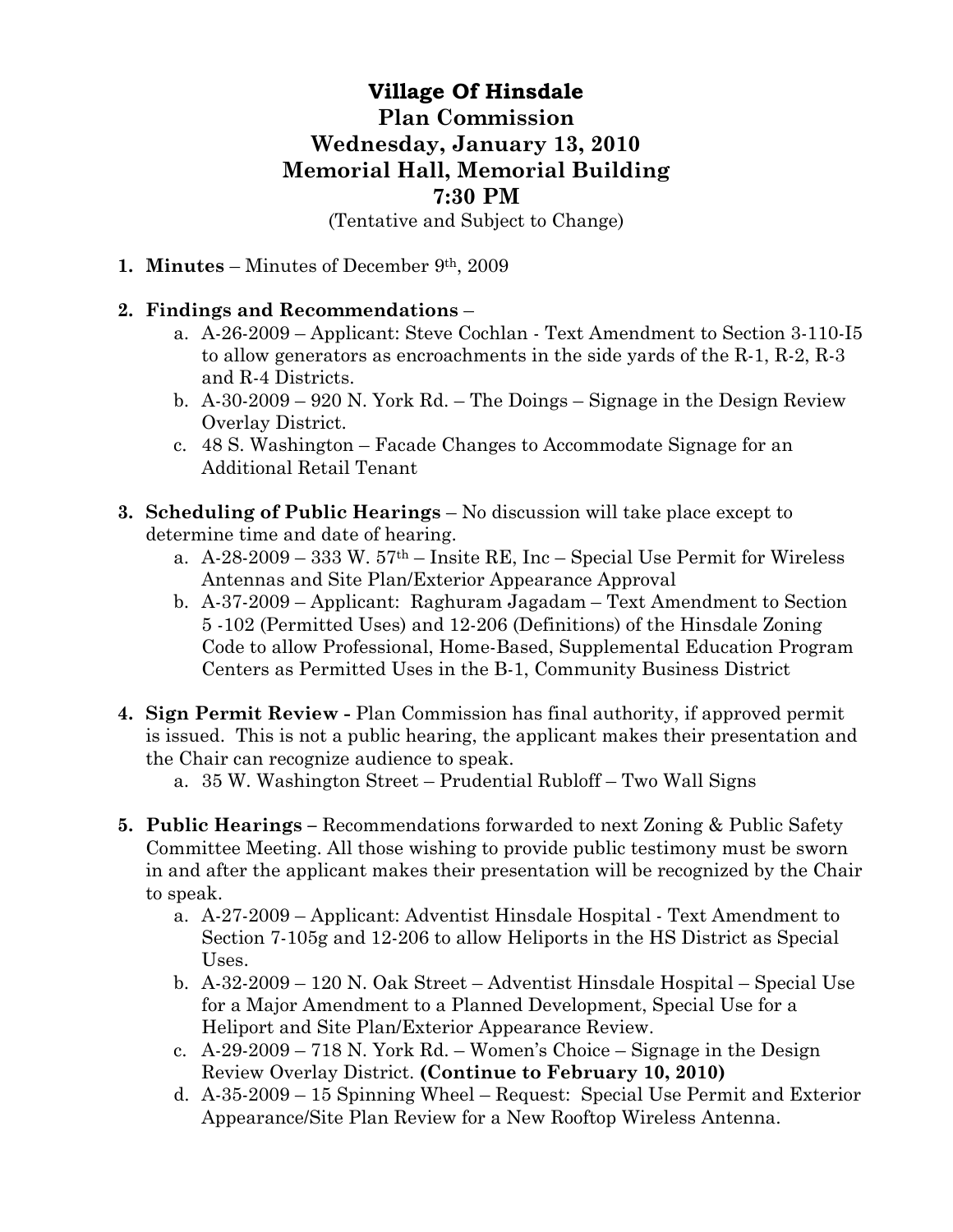# Village Of Hinsdale
## Plan Commission
## Wednesday, January 13, 2010
## Memorial Hall, Memorial Building
## 7:30 PM

(Tentative and Subject to Change)

1. **Minutes** – Minutes of December 9th, 2009

2. **Findings and Recommendations** –
   a. A-26-2009 – Applicant: Steve Cochlan - Text Amendment to Section 3-110-I5 to allow generators as encroachments in the side yards of the R-1, R-2, R-3 and R-4 Districts.
   b. A-30-2009 – 920 N. York Rd. – The Doings – Signage in the Design Review Overlay District.
   c. 48 S. Washington – Facade Changes to Accommodate Signage for an Additional Retail Tenant

3. **Scheduling of Public Hearings** – No discussion will take place except to determine time and date of hearing.
   a. A-28-2009 – 333 W. 57th – Insite RE, Inc – Special Use Permit for Wireless Antennas and Site Plan/Exterior Appearance Approval
   b. A-37-2009 – Applicant: Raghuram Jagadam – Text Amendment to Section 5 -102 (Permitted Uses) and 12-206 (Definitions) of the Hinsdale Zoning Code to allow Professional, Home-Based, Supplemental Education Program Centers as Permitted Uses in the B-1, Community Business District

4. **Sign Permit Review -** Plan Commission has final authority, if approved permit is issued. This is not a public hearing, the applicant makes their presentation and the Chair can recognize audience to speak.
   a. 35 W. Washington Street – Prudential Rubloff – Two Wall Signs

5. **Public Hearings –** Recommendations forwarded to next Zoning & Public Safety Committee Meeting. All those wishing to provide public testimony must be sworn in and after the applicant makes their presentation will be recognized by the Chair to speak.
   a. A-27-2009 – Applicant: Adventist Hinsdale Hospital - Text Amendment to Section 7-105g and 12-206 to allow Heliports in the HS District as Special Uses.
   b. A-32-2009 – 120 N. Oak Street – Adventist Hinsdale Hospital – Special Use for a Major Amendment to a Planned Development, Special Use for a Heliport and Site Plan/Exterior Appearance Review.
   c. A-29-2009 – 718 N. York Rd. – Women's Choice – Signage in the Design Review Overlay District. **(Continue to February 10, 2010)**
   d. A-35-2009 – 15 Spinning Wheel – Request: Special Use Permit and Exterior Appearance/Site Plan Review for a New Rooftop Wireless Antenna.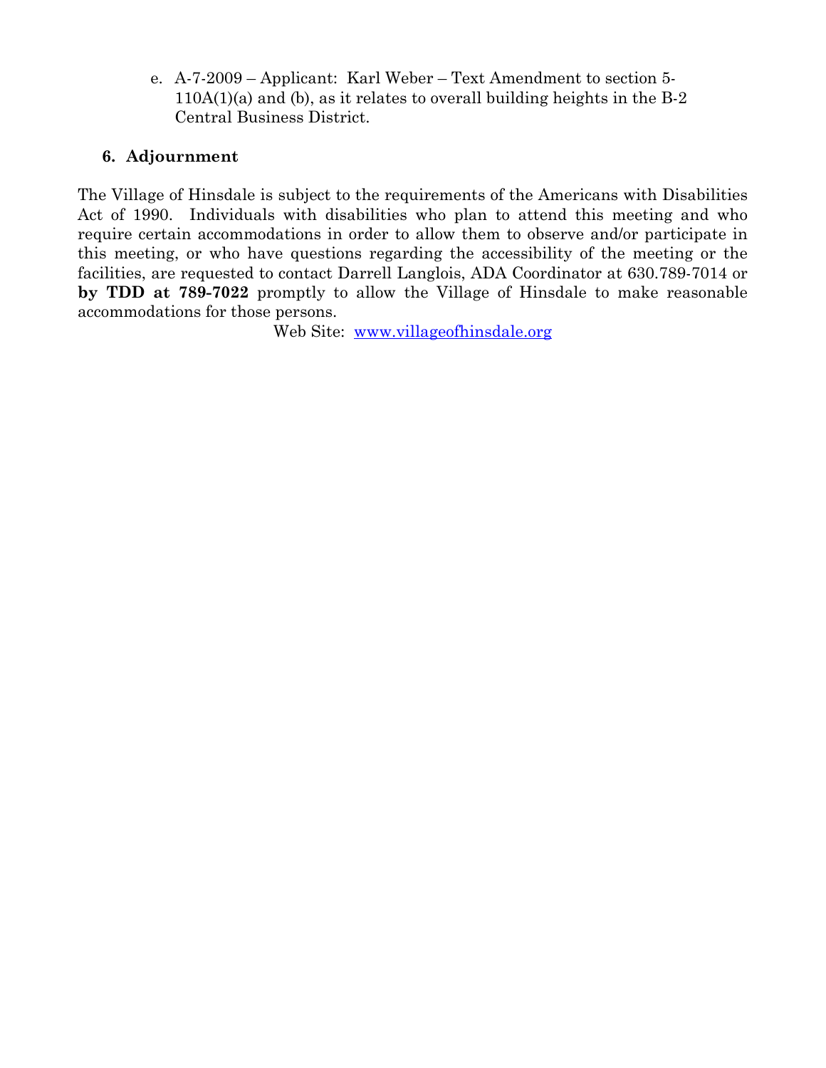e. A-7-2009 – Applicant: Karl Weber – Text Amendment to section 5-110A(1)(a) and (b), as it relates to overall building heights in the B-2 Central Business District.

**6. Adjournment**

The Village of Hinsdale is subject to the requirements of the Americans with Disabilities Act of 1990. Individuals with disabilities who plan to attend this meeting and who require certain accommodations in order to allow them to observe and/or participate in this meeting, or who have questions regarding the accessibility of the meeting or the facilities, are requested to contact Darrell Langlois, ADA Coordinator at 630.789-7014 or **by TDD at 789-7022** promptly to allow the Village of Hinsdale to make reasonable accommodations for those persons.

Web Site: [www.villageofhinsdale.org](http://www.villageofhinsdale.org)